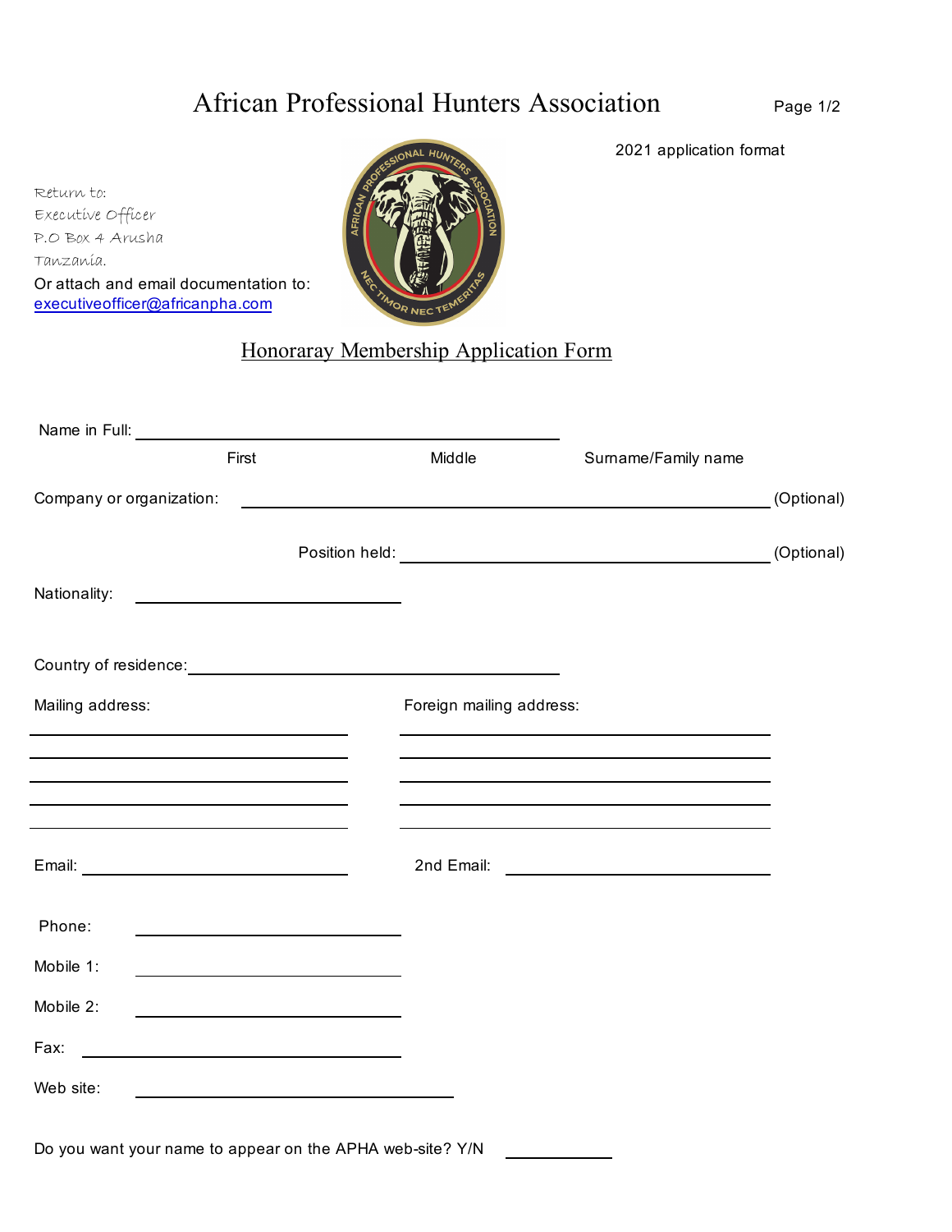# African Professional Hunters Association

2021 application format

Return to:
Executive Officer
P.O Box 4 Arusha
Tanzania.

Or attach and email documentation to:
executiveofficer@africanpha.com

## Honoraray Membership Application Form

Name in Full: ______________________________________________

First                    Middle                    Surname/Family name

Company or organization: ______________________________________________ (Optional)

Position held: ______________________________________________ (Optional)

Nationality: ______________________

Country of residence: ______________________________________________

Mailing address:

______________________
______________________
______________________
______________________
______________________

Foreign mailing address:

______________________
______________________
______________________
______________________
______________________

Email: ______________________

2nd Email: ______________________

Phone: ______________________

Mobile 1: ______________________

Mobile 2: ______________________

Fax: ______________________

Web site: ______________________

Do you want your name to appear on the APHA web-site? Y/N __________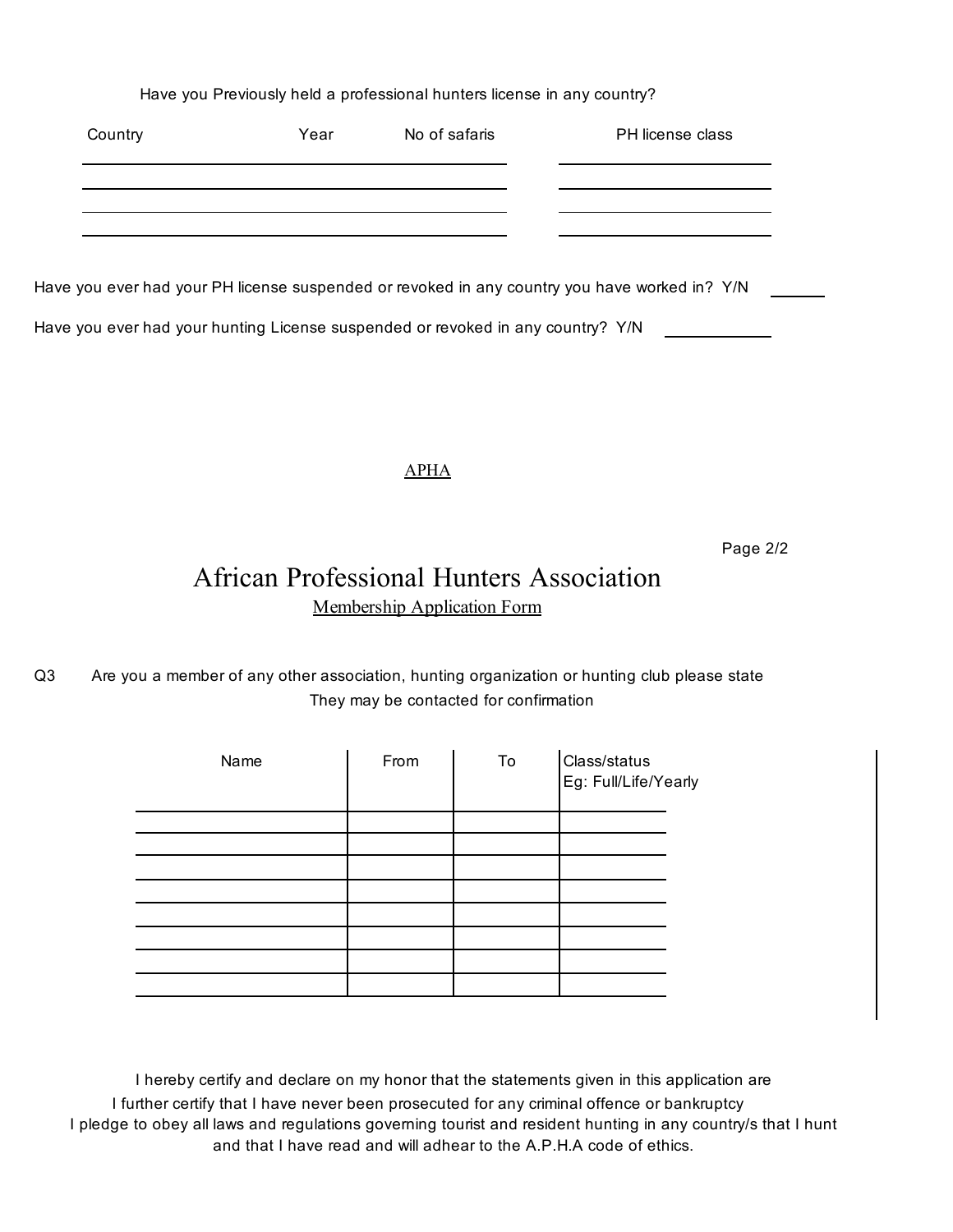Have you Previously held a professional hunters license in any country?

| Country | Year | No of safaris | PH license class |
| --- | --- | --- | --- |
| | | | |
| | | | |
| | | | |
| | | | |

Have you ever had your PH license suspended or revoked in any country you have worked in? Y/N ______

Have you ever had your hunting License suspended or revoked in any country? Y/N ______

APHA

# African Professional Hunters Association

## Membership Application Form

Q3 Are you a member of any other association, hunting organization or hunting club please state

They may be contacted for confirmation

| Name | From | To | Class/status Eg: Full/Life/Yearly |
| --- | --- | --- | --- |
| | | | |
| | | | |
| | | | |
| | | | |
| | | | |
| | | | |
| | | | |
| | | | |

I hereby certify and declare on my honor that the statements given in this application are

I further certify that I have never been prosecuted for any criminal offence or bankruptcy

I pledge to obey all laws and regulations governing tourist and resident hunting in any country/s that I hunt and that I have read and will adhear to the A.P.H.A code of ethics.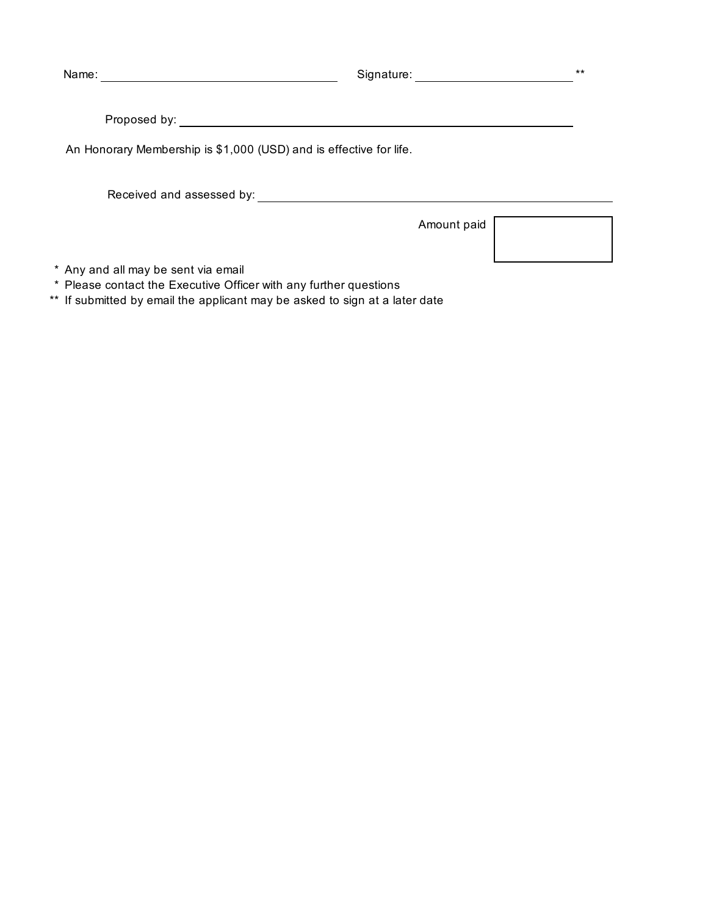Name: ______________________________ Signature: ______________________ **

Proposed by: ____________________________________________

An Honorary Membership is $1,000 (USD) and is effective for life.

Received and assessed by: ____________________________________________

Amount paid [ ]

\* Any and all may be sent via email
\* Please contact the Executive Officer with any further questions
\** If submitted by email the applicant may be asked to sign at a later date